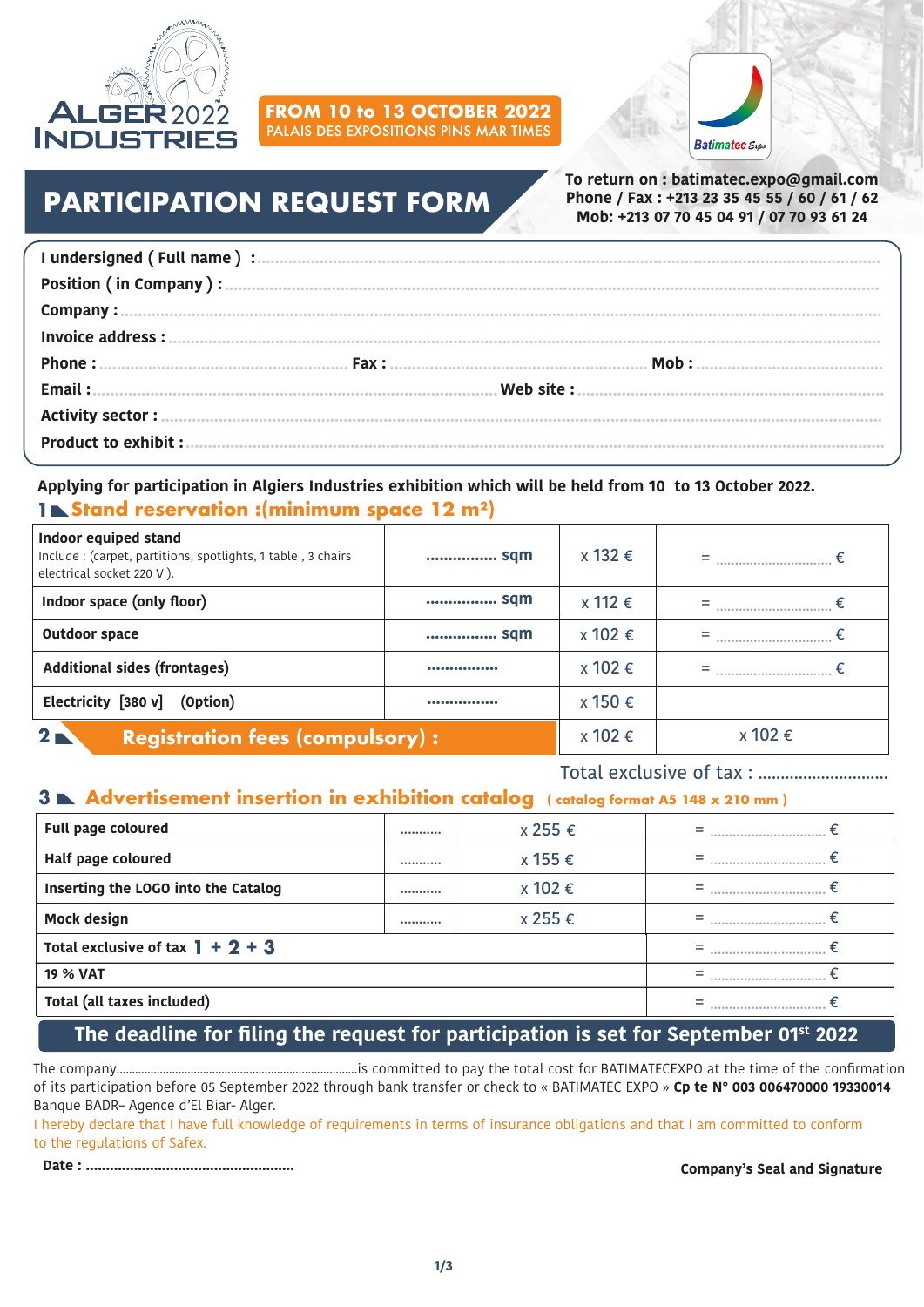ALGER 2022 INDUSTRIES

**FROM 10 to 13 OCTOBER 2022**
PALAIS DES EXPOSITIONS PINS MARITIMES

Batimatec Expo

# PARTICIPATION REQUEST FORM

**To return on : batimatec.expo@gmail.com**
**Phone / Fax : +213 23 35 45 55 / 60 / 61 / 62**
**Mob: +213 07 70 45 04 91 / 07 70 93 61 24**

**I undersigned ( Full name ) :** ..............................................................

**Position ( in Company ) :** ..............................................................

**Company :** ..............................................................

**Invoice address :** ..............................................................

**Phone :** .................................... **Fax :** .................................... **Mob :** ....................................

**Email :** .................................... **Web site :** ....................................

**Activity sector :** ..............................................................

**Product to exhibit :** ..............................................................

**Applying for participation in Algiers Industries exhibition which will be held from 10 to 13 October 2022.**

## 1 Stand reservation :(minimum space 12 m²)

| | | | |
|---|---|---|---|
| **Indoor equiped stand**<br>Include : (carpet, partitions, spotlights, 1 table , 3 chairs electrical socket 220 V ). | ................ sqm | x 132 € | = .............................. € |
| **Indoor space (only floor)** | ................ sqm | x 112 € | = .............................. € |
| **Outdoor space** | ................ sqm | x 102 € | = .............................. € |
| **Additional sides (frontages)** | ................ | x 102 € | = .............................. € |
| **Electricity [380 v] (Option)** | ................ | x 150 € | |
| **2 Registration fees (compulsory) :** | | x 102 € | x 102 € |

Total exclusive of tax : ............................

## 3 Advertisement insertion in exhibition catalog ( catalog format A5 148 x 210 mm )

| | | | |
|---|---|---|---|
| **Full page coloured** | .......... | x 255 € | = .............................. € |
| **Half page coloured** | .......... | x 155 € | = .............................. € |
| **Inserting the LOGO into the Catalog** | .......... | x 102 € | = .............................. € |
| **Mock design** | .......... | x 255 € | = .............................. € |
| **Total exclusive of tax 1 + 2 + 3** | | | = .............................. € |
| **19 % VAT** | | | = .............................. € |
| **Total (all taxes included)** | | | = .............................. € |

**The deadline for filing the request for participation is set for September 01st 2022**

The company..........................................................................is committed to pay the total cost for BATIMATECEXPO at the time of the confirmation of its participation before 05 September 2022 through bank transfer or check to « BATIMATEC EXPO » **Cp te N° 003 006470000 19330014** Banque BADR– Agence d'El Biar- Alger.

I hereby declare that I have full knowledge of requirements in terms of insurance obligations and that I am committed to conform to the regulations of Safex.

**Date :** ..................................................

**Company's Seal and Signature**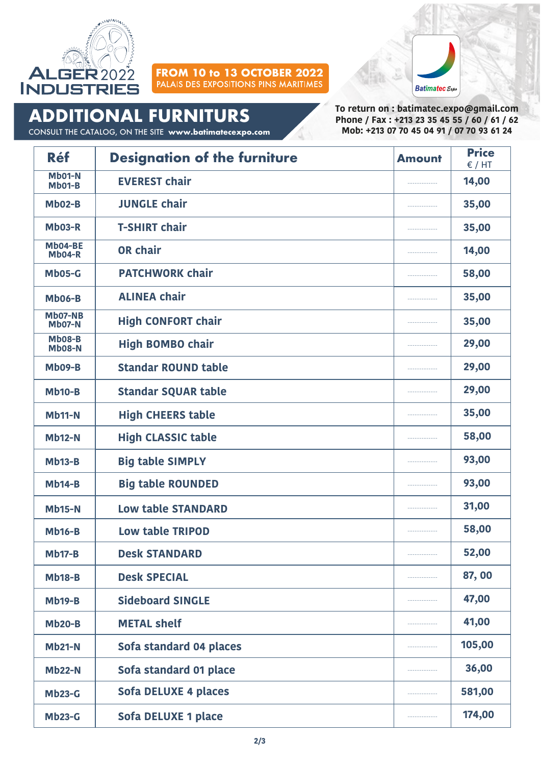ALGER 2022 INDUSTRIES

**FROM 10 to 13 OCTOBER 2022**
PALAIS DES EXPOSITIONS PINS MARITIMES

Batimatec Expo

# ADDITIONAL FURNITURS

CONSULT THE CATALOG, ON THE SITE **www.batimatecexpo.com**

**To return on : batimatec.expo@gmail.com**
**Phone / Fax : +213 23 35 45 55 / 60 / 61 / 62**
**Mob: +213 07 70 45 04 91 / 07 70 93 61 24**

| Réf | Designation of the furniture | Amount | Price € / HT |
|---|---|---|---|
| Mb01-N Mb01-B | EVEREST chair | ................ | 14,00 |
| Mb02-B | JUNGLE chair | ................ | 35,00 |
| Mb03-R | T-SHIRT chair | ................ | 35,00 |
| Mb04-BE Mb04-R | OR chair | ................ | 14,00 |
| Mb05-G | PATCHWORK chair | ................ | 58,00 |
| Mb06-B | ALINEA chair | ................ | 35,00 |
| Mb07-NB Mb07-N | High CONFORT chair | ................ | 35,00 |
| Mb08-B Mb08-N | High BOMBO chair | ................ | 29,00 |
| Mb09-B | Standar ROUND table | ................ | 29,00 |
| Mb10-B | Standar SQUAR table | ................ | 29,00 |
| Mb11-N | High CHEERS table | ................ | 35,00 |
| Mb12-N | High CLASSIC table | ................ | 58,00 |
| Mb13-B | Big table SIMPLY | ................ | 93,00 |
| Mb14-B | Big table ROUNDED | ................ | 93,00 |
| Mb15-N | Low table STANDARD | ................ | 31,00 |
| Mb16-B | Low table TRIPOD | ................ | 58,00 |
| Mb17-B | Desk STANDARD | ................ | 52,00 |
| Mb18-B | Desk SPECIAL | ................ | 87, 00 |
| Mb19-B | Sideboard SINGLE | ................ | 47,00 |
| Mb20-B | METAL shelf | ................ | 41,00 |
| Mb21-N | Sofa standard 04 places | ................ | 105,00 |
| Mb22-N | Sofa standard 01 place | ................ | 36,00 |
| Mb23-G | Sofa DELUXE 4 places | ................ | 581,00 |
| Mb23-G | Sofa DELUXE 1 place | ................ | 174,00 |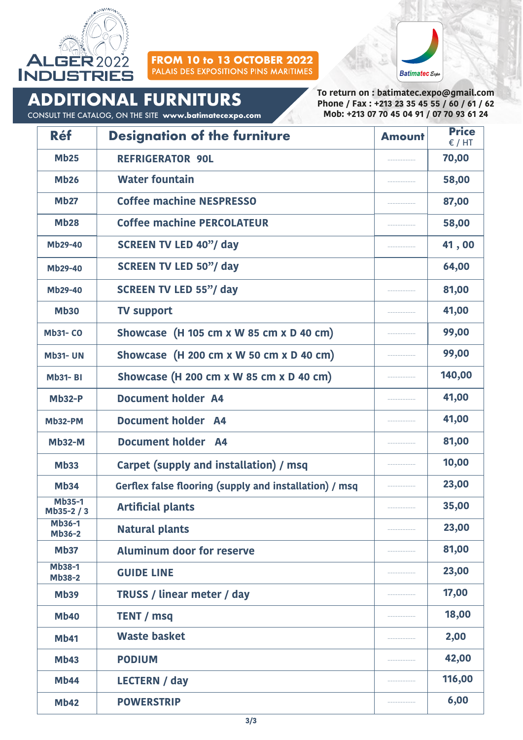ALGER 2022 INDUSTRIES

**FROM 10 to 13 OCTOBER 2022**
PALAIS DES EXPOSITIONS PINS MARITIMES

Batimatec Expo

# ADDITIONAL FURNITURS

CONSULT THE CATALOG, ON THE SITE **www.batimatecexpo.com**

**To return on : batimatec.expo@gmail.com**
**Phone / Fax : +213 23 35 45 55 / 60 / 61 / 62**
**Mob: +213 07 70 45 04 91 / 07 70 93 61 24**

| Réf | Designation of the furniture | Amount | Price € / HT |
|---|---|---|---|
| Mb25 | REFRIGERATOR 90L | .................. | 70,00 |
| Mb26 | Water fountain | .................. | 58,00 |
| Mb27 | Coffee machine NESPRESSO | .................. | 87,00 |
| Mb28 | Coffee machine PERCOLATEUR | .................. | 58,00 |
| Mb29-40 | SCREEN TV LED 40”/ day | .................. | 41 , 00 |
| Mb29-40 | SCREEN TV LED 50”/ day | | 64,00 |
| Mb29-40 | SCREEN TV LED 55”/ day | .................. | 81,00 |
| Mb30 | TV support | .................. | 41,00 |
| Mb31- CO | Showcase (H 105 cm x W 85 cm x D 40 cm) | .................. | 99,00 |
| Mb31- UN | Showcase (H 200 cm x W 50 cm x D 40 cm) | .................. | 99,00 |
| Mb31- BI | Showcase (H 200 cm x W 85 cm x D 40 cm) | .................. | 140,00 |
| Mb32-P | Document holder A4 | .................. | 41,00 |
| Mb32-PM | Document holder A4 | .................. | 41,00 |
| Mb32-M | Document holder A4 | .................. | 81,00 |
| Mb33 | Carpet (supply and installation) / msq | .................. | 10,00 |
| Mb34 | Gerflex false flooring (supply and installation) / msq | .................. | 23,00 |
| Mb35-1 Mb35-2 / 3 | Artificial plants | .................. | 35,00 |
| Mb36-1 Mb36-2 | Natural plants | .................. | 23,00 |
| Mb37 | Aluminum door for reserve | .................. | 81,00 |
| Mb38-1 Mb38-2 | GUIDE LINE | .................. | 23,00 |
| Mb39 | TRUSS / linear meter / day | .................. | 17,00 |
| Mb40 | TENT / msq | .................. | 18,00 |
| Mb41 | Waste basket | .................. | 2,00 |
| Mb43 | PODIUM | .................. | 42,00 |
| Mb44 | LECTERN / day | .................. | 116,00 |
| Mb42 | POWERSTRIP | .................. | 6,00 |